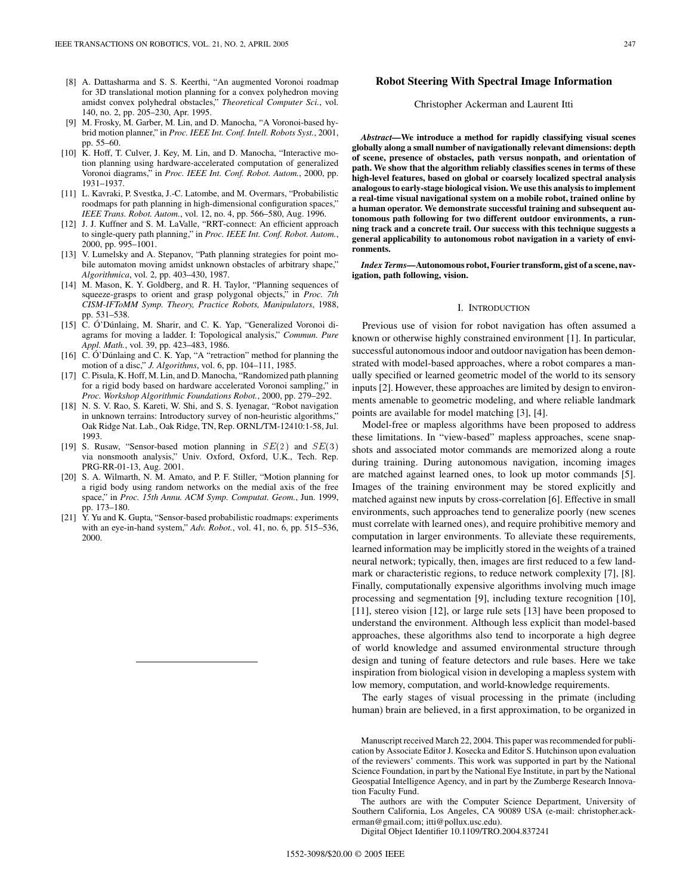[8] A. Dattasharma and S. S. Keerthi, "An augmented Voronoi roadmap for 3D translational motion planning for a convex polyhedron moving amidst convex polyhedral obstacles," *Theoretical Computer Sci.*, vol. 140, no. 2, pp. 205–230, Apr. 1995.

[9] M. Frosky, M. Garber, M. Lin, and D. Manocha, "A Voronoi-based hybrid motion planner," in *Proc. IEEE Int. Conf. Intell. Robots Syst.*, 2001, pp. 55–60.

[10] K. Hoff, T. Culver, J. Key, M. Lin, and D. Manocha, "Interactive motion planning using hardware-accelerated computation of generalized Voronoi diagrams," in *Proc. IEEE Int. Conf. Robot. Autom.*, 2000, pp. 1931–1937.

[11] L. Kavraki, P. Svestka, J.-C. Latombe, and M. Overmars, "Probabilistic roadmaps for path planning in high-dimensional configuration spaces," *IEEE Trans. Robot. Autom.*, vol. 12, no. 4, pp. 566–580, Aug. 1996.

[12] J. J. Kuffner and S. M. LaValle, "RRT-connect: An efficient approach to single-query path planning," in *Proc. IEEE Int. Conf. Robot. Autom.*, 2000, pp. 995–1001.

[13] V. Lumelsky and A. Stepanov, "Path planning strategies for point mobile automaton moving amidst unknown obstacles of arbitrary shape," *Algorithmica*, vol. 2, pp. 403–430, 1987.

[14] M. Mason, K. Y. Goldberg, and R. H. Taylor, "Planning sequences of squeeze-grasps to orient and grasp polygonal objects," in *Proc. 7th CISM-IFToMM Symp. Theory, Practice Robots, Manipulators*, 1988, pp. 531–538.

[15] C. Ó'Dúnlaing, M. Sharir, and C. K. Yap, "Generalized Voronoi diagrams for moving a ladder. I: Topological analysis," *Commun. Pure Appl. Math.*, vol. 39, pp. 423–483, 1986.

[16] C. Ó'Dúnlaing and C. K. Yap, "A "retraction" method for planning the motion of a disc," *J. Algorithms*, vol. 6, pp. 104–111, 1985.

[17] C. Pisula, K. Hoff, M. Lin, and D. Manocha, "Randomized path planning for a rigid body based on hardware accelerated Voronoi sampling," in *Proc. Workshop Algorithmic Foundations Robot.*, 2000, pp. 279–292.

[18] N. S. V. Rao, S. Kareti, W. Shi, and S. S. Iyenagar, "Robot navigation in unknown terrains: Introductory survey of non-heuristic algorithms," Oak Ridge Nat. Lab., Oak Ridge, TN, Rep. ORNL/TM-12410:1-58, Jul. 1993.

[19] S. Rusaw, "Sensor-based motion planning in $SE(2)$ and $SE(3)$ via nonsmooth analysis," Univ. Oxford, Oxford, U.K., Tech. Rep. PRG-RR-01-13, Aug. 2001.

[20] S. A. Wilmarth, N. M. Amato, and P. F. Stiller, "Motion planning for a rigid body using random networks on the medial axis of the free space," in *Proc. 15th Annu. ACM Symp. Computat. Geom.*, Jun. 1999, pp. 173–180.

[21] Y. Yu and K. Gupta, "Sensor-based probabilistic roadmaps: experiments with an eye-in-hand system," *Adv. Robot.*, vol. 41, no. 6, pp. 515–536, 2000.

# Robot Steering With Spectral Image Information

Christopher Ackerman and Laurent Itti

***Abstract*—We introduce a method for rapidly classifying visual scenes globally along a small number of navigationally relevant dimensions: depth of scene, presence of obstacles, path versus nonpath, and orientation of path. We show that the algorithm reliably classifies scenes in terms of these high-level features, based on global or coarsely localized spectral analysis analogous to early-stage biological vision. We use this analysis to implement a real-time visual navigational system on a mobile robot, trained online by a human operator. We demonstrate successful training and subsequent autonomous path following for two different outdoor environments, a running track and a concrete trail. Our success with this technique suggests a general applicability to autonomous robot navigation in a variety of environments.**

***Index Terms*—Autonomous robot, Fourier transform, gist of a scene, navigation, path following, vision.**

## I. Introduction

Previous use of vision for robot navigation has often assumed a known or otherwise highly constrained environment [1]. In particular, successful autonomous indoor and outdoor navigation has been demonstrated with model-based approaches, where a robot compares a manually specified or learned geometric model of the world to its sensory inputs [2]. However, these approaches are limited by design to environments amenable to geometric modeling, and where reliable landmark points are available for model matching [3], [4].

Model-free or mapless algorithms have been proposed to address these limitations. In "view-based" mapless approaches, scene snapshots and associated motor commands are memorized along a route during training. During autonomous navigation, incoming images are matched against learned ones, to look up motor commands [5]. Images of the training environment may be stored explicitly and matched against new inputs by cross-correlation [6]. Effective in small environments, such approaches tend to generalize poorly (new scenes must correlate with learned ones), and require prohibitive memory and computation in larger environments. To alleviate these requirements, learned information may be implicitly stored in the weights of a trained neural network; typically, then, images are first reduced to a few landmark or characteristic regions, to reduce network complexity [7], [8]. Finally, computationally expensive algorithms involving much image processing and segmentation [9], including texture recognition [10], [11], stereo vision [12], or large rule sets [13] have been proposed to understand the environment. Although less explicit than model-based approaches, these algorithms also tend to incorporate a high degree of world knowledge and assumed environmental structure through design and tuning of feature detectors and rule bases. Here we take inspiration from biological vision in developing a mapless system with low memory, computation, and world-knowledge requirements.

The early stages of visual processing in the primate (including human) brain are believed, in a first approximation, to be organized in

Manuscript received March 22, 2004. This paper was recommended for publication by Associate Editor J. Kosecka and Editor S. Hutchinson upon evaluation of the reviewers' comments. This work was supported in part by the National Science Foundation, in part by the National Eye Institute, in part by the National Geospatial Intelligence Agency, and in part by the Zumberge Research Innovation Faculty Fund.

The authors are with the Computer Science Department, University of Southern California, Los Angeles, CA 90089 USA (e-mail: christopher.ackerman@gmail.com; itti@pollux.usc.edu).

Digital Object Identifier 10.1109/TRO.2004.837241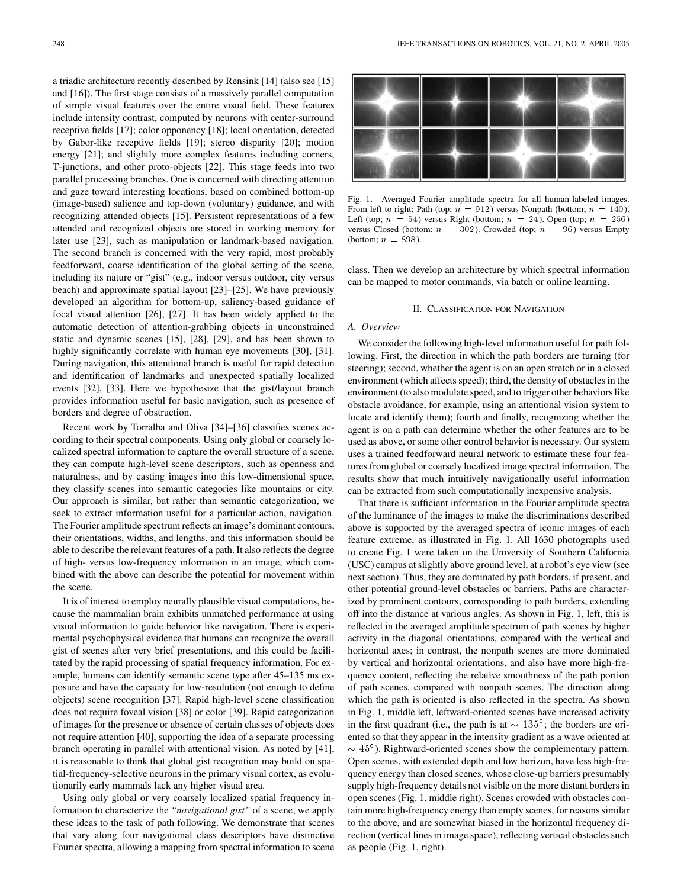a triadic architecture recently described by Rensink [14] (also see [15] and [16]). The first stage consists of a massively parallel computation of simple visual features over the entire visual field. These features include intensity contrast, computed by neurons with center-surround receptive fields [17]; color opponency [18]; local orientation, detected by Gabor-like receptive fields [19]; stereo disparity [20]; motion energy [21]; and slightly more complex features including corners, T-junctions, and other proto-objects [22]. This stage feeds into two parallel processing branches. One is concerned with directing attention and gaze toward interesting locations, based on combined bottom-up (image-based) salience and top-down (voluntary) guidance, and with recognizing attended objects [15]. Persistent representations of a few attended and recognized objects are stored in working memory for later use [23], such as manipulation or landmark-based navigation. The second branch is concerned with the very rapid, most probably feedforward, coarse identification of the global setting of the scene, including its nature or "gist" (e.g., indoor versus outdoor, city versus beach) and approximate spatial layout [23]–[25]. We have previously developed an algorithm for bottom-up, saliency-based guidance of focal visual attention [26], [27]. It has been widely applied to the automatic detection of attention-grabbing objects in unconstrained static and dynamic scenes [15], [28], [29], and has been shown to highly significantly correlate with human eye movements [30], [31]. During navigation, this attentional branch is useful for rapid detection and identification of landmarks and unexpected spatially localized events [32], [33]. Here we hypothesize that the gist/layout branch provides information useful for basic navigation, such as presence of borders and degree of obstruction.

Recent work by Torralba and Oliva [34]–[36] classifies scenes according to their spectral components. Using only global or coarsely localized spectral information to capture the overall structure of a scene, they can compute high-level scene descriptors, such as openness and naturalness, and by casting images into this low-dimensional space, they classify scenes into semantic categories like mountains or city. Our approach is similar, but rather than semantic categorization, we seek to extract information useful for a particular action, navigation. The Fourier amplitude spectrum reflects an image's dominant contours, their orientations, widths, and lengths, and this information should be able to describe the relevant features of a path. It also reflects the degree of high- versus low-frequency information in an image, which combined with the above can describe the potential for movement within the scene.

It is of interest to employ neurally plausible visual computations, because the mammalian brain exhibits unmatched performance at using visual information to guide behavior like navigation. There is experimental psychophysical evidence that humans can recognize the overall gist of scenes after very brief presentations, and this could be facilitated by the rapid processing of spatial frequency information. For example, humans can identify semantic scene type after 45–135 ms exposure and have the capacity for low-resolution (not enough to define objects) scene recognition [37]. Rapid high-level scene classification does not require foveal vision [38] or color [39]. Rapid categorization of images for the presence or absence of certain classes of objects does not require attention [40], supporting the idea of a separate processing branch operating in parallel with attentional vision. As noted by [41], it is reasonable to think that global gist recognition may build on spatial-frequency-selective neurons in the primary visual cortex, as evolutionarily early mammals lack any higher visual area.

Using only global or very coarsely localized spatial frequency information to characterize the *"navigational gist"* of a scene, we apply these ideas to the task of path following. We demonstrate that scenes that vary along four navigational class descriptors have distinctive Fourier spectra, allowing a mapping from spectral information to scene class. Then we develop an architecture by which spectral information can be mapped to motor commands, via batch or online learning.

Fig. 1. Averaged Fourier amplitude spectra for all human-labeled images. From left to right: Path (top; $n = 912$) versus Nonpath (bottom; $n = 140$). Left (top; $n = 54$) versus Right (bottom; $n = 24$). Open (top; $n = 256$) versus Closed (bottom; $n = 302$). Crowded (top; $n = 96$) versus Empty (bottom; $n = 898$).

## II. Classification for Navigation

### A. Overview

We consider the following high-level information useful for path following. First, the direction in which the path borders are turning (for steering); second, whether the agent is on an open stretch or in a closed environment (which affects speed); third, the density of obstacles in the environment (to also modulate speed, and to trigger other behaviors like obstacle avoidance, for example, using an attentional vision system to locate and identify them); fourth and finally, recognizing whether the agent is on a path can determine whether the other features are to be used as above, or some other control behavior is necessary. Our system uses a trained feedforward neural network to estimate these four features from global or coarsely localized image spectral information. The results show that much intuitively navigationally useful information can be extracted from such computationally inexpensive analysis.

That there is sufficient information in the Fourier amplitude spectra of the luminance of the images to make the discriminations described above is supported by the averaged spectra of iconic images of each feature extreme, as illustrated in Fig. 1. All 1630 photographs used to create Fig. 1 were taken on the University of Southern California (USC) campus at slightly above ground level, at a robot's eye view (see next section). Thus, they are dominated by path borders, if present, and other potential ground-level obstacles or barriers. Paths are characterized by prominent contours, corresponding to path borders, extending off into the distance at various angles. As shown in Fig. 1, left, this is reflected in the averaged amplitude spectrum of path scenes by higher activity in the diagonal orientations, compared with the vertical and horizontal axes; in contrast, the nonpath scenes are more dominated by vertical and horizontal orientations, and also have more high-frequency content, reflecting the relative smoothness of the path portion of path scenes, compared with nonpath scenes. The direction along which the path is oriented is also reflected in the spectra. As shown in Fig. 1, middle left, leftward-oriented scenes have increased activity in the first quadrant (i.e., the path is at $\sim 135^\circ$; the borders are oriented so that they appear in the intensity gradient as a wave oriented at $\sim 45^\circ$). Rightward-oriented scenes show the complementary pattern. Open scenes, with extended depth and low horizon, have less high-frequency energy than closed scenes, whose close-up barriers presumably supply high-frequency details not visible on the more distant borders in open scenes (Fig. 1, middle right). Scenes crowded with obstacles contain more high-frequency energy than empty scenes, for reasons similar to the above, and are somewhat biased in the horizontal frequency direction (vertical lines in image space), reflecting vertical obstacles such as people (Fig. 1, right).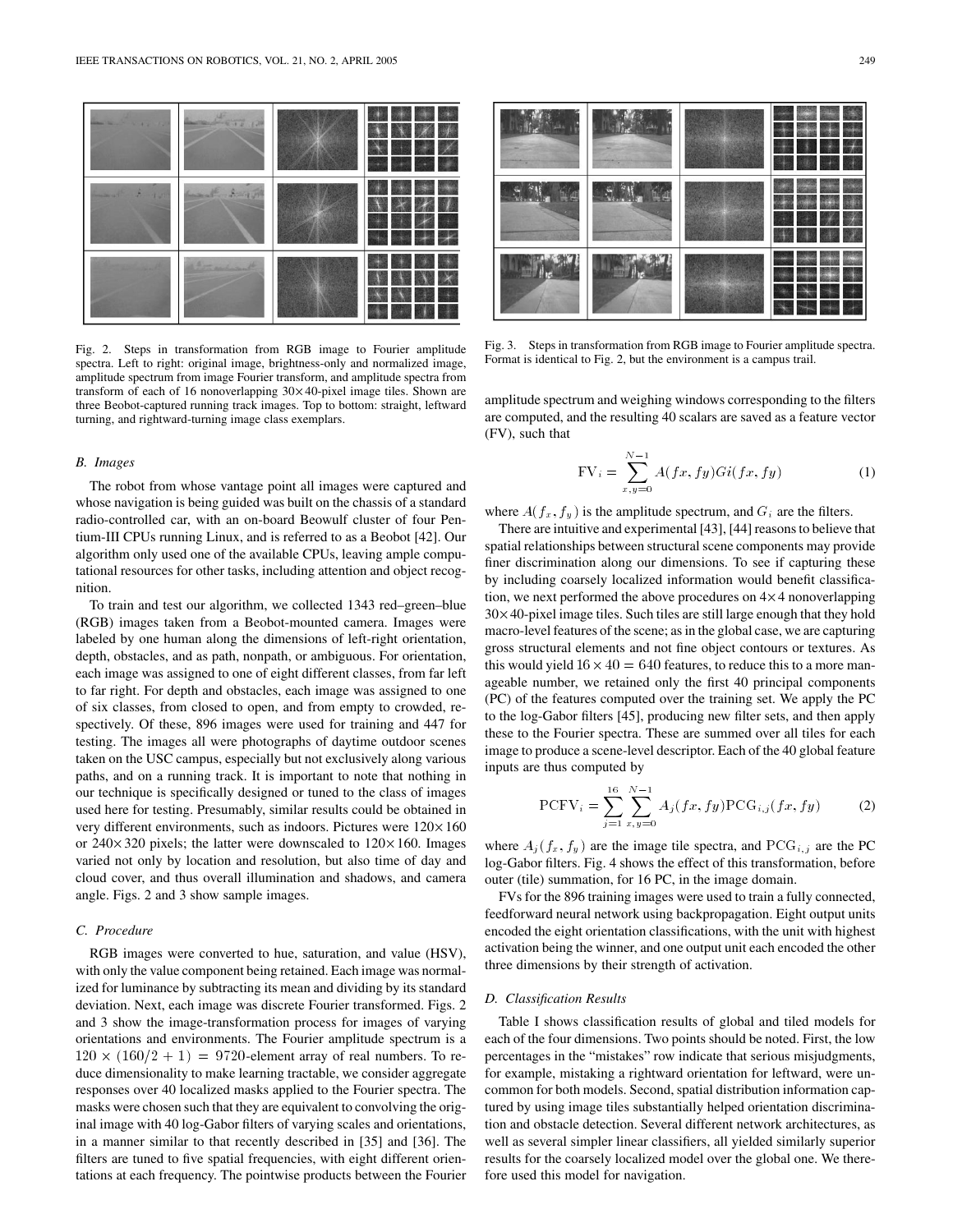Fig. 2. Steps in transformation from RGB image to Fourier amplitude spectra. Left to right: original image, brightness-only and normalized image, amplitude spectrum from image Fourier transform, and amplitude spectra from transform of each of 16 nonoverlapping 30×40-pixel image tiles. Shown are three Beobot-captured running track images. Top to bottom: straight, leftward turning, and rightward-turning image class exemplars.

### B. Images

The robot from whose vantage point all images were captured and whose navigation is being guided was built on the chassis of a standard radio-controlled car, with an on-board Beowulf cluster of four Pentium-III CPUs running Linux, and is referred to as a Beobot [42]. Our algorithm only used one of the available CPUs, leaving ample computational resources for other tasks, including attention and object recognition.

To train and test our algorithm, we collected 1343 red–green–blue (RGB) images taken from a Beobot-mounted camera. Images were labeled by one human along the dimensions of left-right orientation, depth, obstacles, and as path, nonpath, or ambiguous. For orientation, each image was assigned to one of eight different classes, from far left to far right. For depth and obstacles, each image was assigned to one of six classes, from closed to open, and from empty to crowded, respectively. Of these, 896 images were used for training and 447 for testing. The images all were photographs of daytime outdoor scenes taken on the USC campus, especially but not exclusively along various paths, and on a running track. It is important to note that nothing in our technique is specifically designed or tuned to the class of images used here for testing. Presumably, similar results could be obtained in very different environments, such as indoors. Pictures were 120×160 or 240×320 pixels; the latter were downscaled to 120×160. Images varied not only by location and resolution, but also time of day and cloud cover, and thus overall illumination and shadows, and camera angle. Figs. 2 and 3 show sample images.

### C. Procedure

RGB images were converted to hue, saturation, and value (HSV), with only the value component being retained. Each image was normalized for luminance by subtracting its mean and dividing by its standard deviation. Next, each image was discrete Fourier transformed. Figs. 2 and 3 show the image-transformation process for images of varying orientations and environments. The Fourier amplitude spectrum is a $120 \times (160/2 + 1) = 9720$-element array of real numbers. To reduce dimensionality to make learning tractable, we consider aggregate responses over 40 localized masks applied to the Fourier spectra. The masks were chosen such that they are equivalent to convolving the original image with 40 log-Gabor filters of varying scales and orientations, in a manner similar to that recently described in [35] and [36]. The filters are tuned to five spatial frequencies, with eight different orientations at each frequency. The pointwise products between the Fourier

Fig. 3. Steps in transformation from RGB image to Fourier amplitude spectra. Format is identical to Fig. 2, but the environment is a campus trail.

amplitude spectrum and weighing windows corresponding to the filters are computed, and the resulting 40 scalars are saved as a feature vector (FV), such that

$$\mathrm{FV}_i = \sum_{x,y=0}^{N-1} A(fx, fy)Gi(fx, fy) \tag{1}$$

where $A(f_x, f_y)$ is the amplitude spectrum, and $G_i$ are the filters.

There are intuitive and experimental [43], [44] reasons to believe that spatial relationships between structural scene components may provide finer discrimination along our dimensions. To see if capturing these by including coarsely localized information would benefit classification, we next performed the above procedures on 4×4 nonoverlapping 30×40-pixel image tiles. Such tiles are still large enough that they hold macro-level features of the scene; as in the global case, we are capturing gross structural elements and not fine object contours or textures. As this would yield $16 \times 40 = 640$ features, to reduce this to a more manageable number, we retained only the first 40 principal components (PC) of the features computed over the training set. We apply the PC to the log-Gabor filters [45], producing new filter sets, and then apply these to the Fourier spectra. These are summed over all tiles for each image to produce a scene-level descriptor. Each of the 40 global feature inputs are thus computed by

$$\mathrm{PCFV}_i = \sum_{j=1}^{16} \sum_{x,y=0}^{N-1} A_j(fx, fy)\mathrm{PCG}_{i,j}(fx, fy) \tag{2}$$

where $A_j(f_x, f_y)$ are the image tile spectra, and $\mathrm{PCG}_{i,j}$ are the PC log-Gabor filters. Fig. 4 shows the effect of this transformation, before outer (tile) summation, for 16 PC, in the image domain.

FVs for the 896 training images were used to train a fully connected, feedforward neural network using backpropagation. Eight output units encoded the eight orientation classifications, with the unit with highest activation being the winner, and one output unit each encoded the other three dimensions by their strength of activation.

### D. Classification Results

Table I shows classification results of global and tiled models for each of the four dimensions. Two points should be noted. First, the low percentages in the "mistakes" row indicate that serious misjudgments, for example, mistaking a rightward orientation for leftward, were uncommon for both models. Second, spatial distribution information captured by using image tiles substantially helped orientation discrimination and obstacle detection. Several different network architectures, as well as several simpler linear classifiers, all yielded similarly superior results for the coarsely localized model over the global one. We therefore used this model for navigation.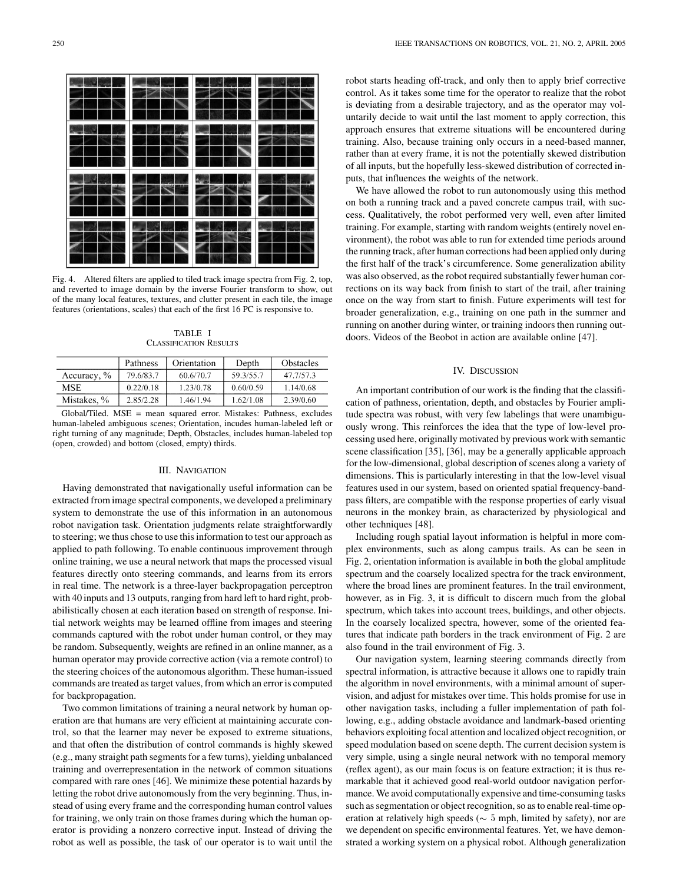Fig. 4. Altered filters are applied to tiled track image spectra from Fig. 2, top, and reverted to image domain by the inverse Fourier transform to show, out of the many local features, textures, and clutter present in each tile, the image features (orientations, scales) that each of the first 16 PC is responsive to.

TABLE I
CLASSIFICATION RESULTS

| | Pathness | Orientation | Depth | Obstacles |
|---|---|---|---|---|
| Accuracy, % | 79.6/83.7 | 60.6/70.7 | 59.3/55.7 | 47.7/57.3 |
| MSE | 0.22/0.18 | 1.23/0.78 | 0.60/0.59 | 1.14/0.68 |
| Mistakes, % | 2.85/2.28 | 1.46/1.94 | 1.62/1.08 | 2.39/0.60 |

Global/Tiled. MSE = mean squared error. Mistakes: Pathness, excludes human-labeled ambiguous scenes; Orientation, incudes human-labeled left or right turning of any magnitude; Depth, Obstacles, includes human-labeled top (open, crowded) and bottom (closed, empty) thirds.

## III. NAVIGATION

Having demonstrated that navigationally useful information can be extracted from image spectral components, we developed a preliminary system to demonstrate the use of this information in an autonomous robot navigation task. Orientation judgments relate straightforwardly to steering; we thus chose to use this information to test our approach as applied to path following. To enable continuous improvement through online training, we use a neural network that maps the processed visual features directly onto steering commands, and learns from its errors in real time. The network is a three-layer backpropagation perceptron with 40 inputs and 13 outputs, ranging from hard left to hard right, probabilistically chosen at each iteration based on strength of response. Initial network weights may be learned offline from images and steering commands captured with the robot under human control, or they may be random. Subsequently, weights are refined in an online manner, as a human operator may provide corrective action (via a remote control) to the steering choices of the autonomous algorithm. These human-issued commands are treated as target values, from which an error is computed for backpropagation.

Two common limitations of training a neural network by human operation are that humans are very efficient at maintaining accurate control, so that the learner may never be exposed to extreme situations, and that often the distribution of control commands is highly skewed (e.g., many straight path segments for a few turns), yielding unbalanced training and overrepresentation in the network of common situations compared with rare ones [46]. We minimize these potential hazards by letting the robot drive autonomously from the very beginning. Thus, instead of using every frame and the corresponding human control values for training, we only train on those frames during which the human operator is providing a nonzero corrective input. Instead of driving the robot as well as possible, the task of our operator is to wait until the robot starts heading off-track, and only then to apply brief corrective control. As it takes some time for the operator to realize that the robot is deviating from a desirable trajectory, and as the operator may voluntarily decide to wait until the last moment to apply correction, this approach ensures that extreme situations will be encountered during training. Also, because training only occurs in a need-based manner, rather than at every frame, it is not the potentially skewed distribution of all inputs, but the hopefully less-skewed distribution of corrected inputs, that influences the weights of the network.

We have allowed the robot to run autonomously using this method on both a running track and a paved concrete campus trail, with success. Qualitatively, the robot performed very well, even after limited training. For example, starting with random weights (entirely novel environment), the robot was able to run for extended time periods around the running track, after human corrections had been applied only during the first half of the track's circumference. Some generalization ability was also observed, as the robot required substantially fewer human corrections on its way back from finish to start of the trail, after training once on the way from start to finish. Future experiments will test for broader generalization, e.g., training on one path in the summer and running on another during winter, or training indoors then running outdoors. Videos of the Beobot in action are available online [47].

## IV. DISCUSSION

An important contribution of our work is the finding that the classification of pathness, orientation, depth, and obstacles by Fourier amplitude spectra was robust, with very few labelings that were unambiguously wrong. This reinforces the idea that the type of low-level processing used here, originally motivated by previous work with semantic scene classification [35], [36], may be a generally applicable approach for the low-dimensional, global description of scenes along a variety of dimensions. This is particularly interesting in that the low-level visual features used in our system, based on oriented spatial frequency-bandpass filters, are compatible with the response properties of early visual neurons in the monkey brain, as characterized by physiological and other techniques [48].

Including rough spatial layout information is helpful in more complex environments, such as along campus trails. As can be seen in Fig. 2, orientation information is available in both the global amplitude spectrum and the coarsely localized spectra for the track environment, where the broad lines are prominent features. In the trail environment, however, as in Fig. 3, it is difficult to discern much from the global spectrum, which takes into account trees, buildings, and other objects. In the coarsely localized spectra, however, some of the oriented features that indicate path borders in the track environment of Fig. 2 are also found in the trail environment of Fig. 3.

Our navigation system, learning steering commands directly from spectral information, is attractive because it allows one to rapidly train the algorithm in novel environments, with a minimal amount of supervision, and adjust for mistakes over time. This holds promise for use in other navigation tasks, including a fuller implementation of path following, e.g., adding obstacle avoidance and landmark-based orienting behaviors exploiting focal attention and localized object recognition, or speed modulation based on scene depth. The current decision system is very simple, using a single neural network with no temporal memory (reflex agent), as our main focus is on feature extraction; it is thus remarkable that it achieved good real-world outdoor navigation performance. We avoid computationally expensive and time-consuming tasks such as segmentation or object recognition, so as to enable real-time operation at relatively high speeds ($\sim 5$ mph, limited by safety), nor are we dependent on specific environmental features. Yet, we have demonstrated a working system on a physical robot. Although generalization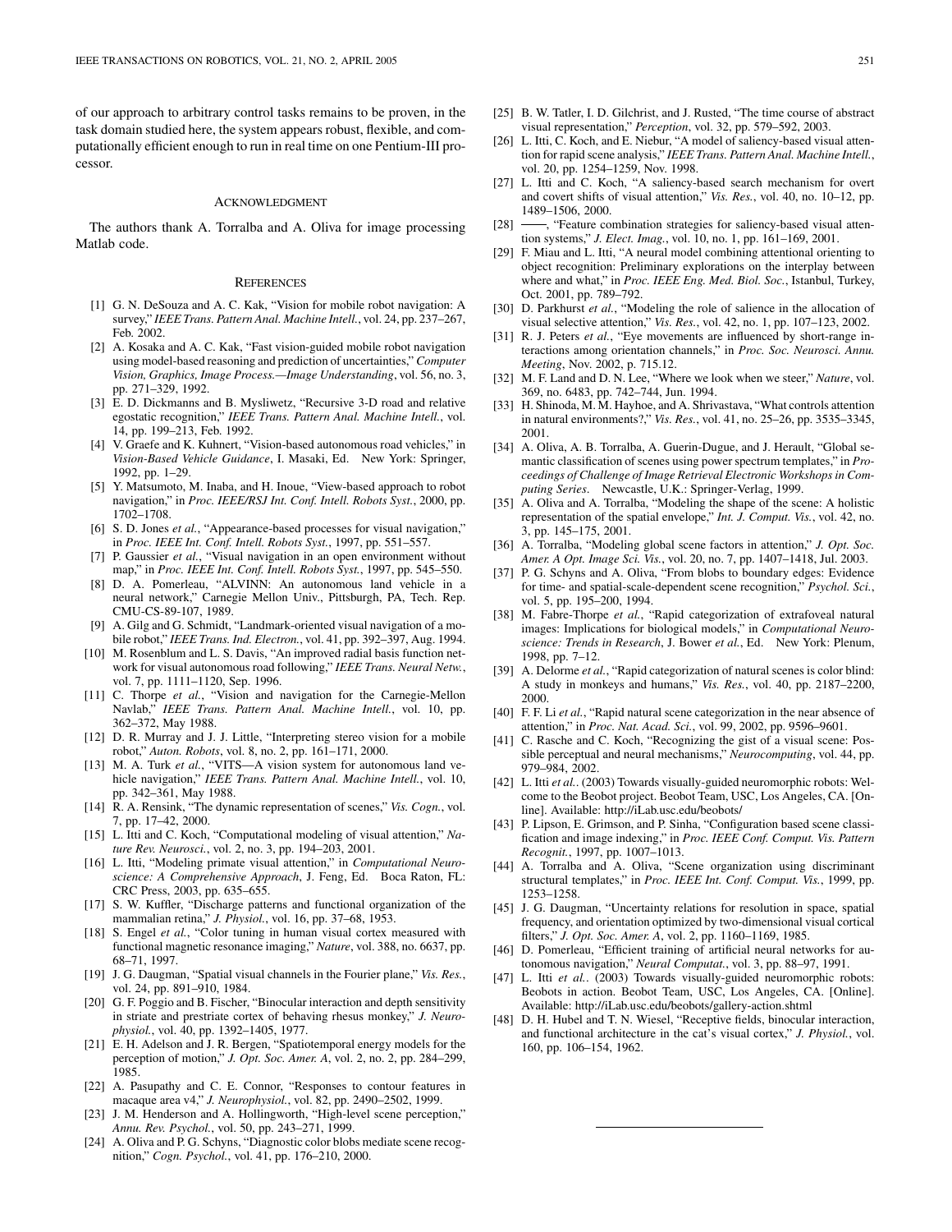of our approach to arbitrary control tasks remains to be proven, in the task domain studied here, the system appears robust, flexible, and computationally efficient enough to run in real time on one Pentium-III processor.

## Acknowledgment

The authors thank A. Torralba and A. Oliva for image processing Matlab code.

## References

[1] G. N. DeSouza and A. C. Kak, "Vision for mobile robot navigation: A survey," *IEEE Trans. Pattern Anal. Machine Intell.*, vol. 24, pp. 237–267, Feb. 2002.

[2] A. Kosaka and A. C. Kak, "Fast vision-guided mobile robot navigation using model-based reasoning and prediction of uncertainties," *Computer Vision, Graphics, Image Process.—Image Understanding*, vol. 56, no. 3, pp. 271–329, 1992.

[3] E. D. Dickmanns and B. Mysliwetz, "Recursive 3-D road and relative egostatic recognition," *IEEE Trans. Pattern Anal. Machine Intell.*, vol. 14, pp. 199–213, Feb. 1992.

[4] V. Graefe and K. Kuhnert, "Vision-based autonomous road vehicles," in *Vision-Based Vehicle Guidance*, I. Masaki, Ed. New York: Springer, 1992, pp. 1–29.

[5] Y. Matsumoto, M. Inaba, and H. Inoue, "View-based approach to robot navigation," in *Proc. IEEE/RSJ Int. Conf. Intell. Robots Syst.*, 2000, pp. 1702–1708.

[6] S. D. Jones *et al.*, "Appearance-based processes for visual navigation," in *Proc. IEEE Int. Conf. Intell. Robots Syst.*, 1997, pp. 551–557.

[7] P. Gaussier *et al.*, "Visual navigation in an open environment without map," in *Proc. IEEE Int. Conf. Intell. Robots Syst.*, 1997, pp. 545–550.

[8] D. A. Pomerleau, "ALVINN: An autonomous land vehicle in a neural network," Carnegie Mellon Univ., Pittsburgh, PA, Tech. Rep. CMU-CS-89-107, 1989.

[9] A. Gilg and G. Schmidt, "Landmark-oriented visual navigation of a mobile robot," *IEEE Trans. Ind. Electron.*, vol. 41, pp. 392–397, Aug. 1994.

[10] M. Rosenblum and L. S. Davis, "An improved radial basis function network for visual autonomous road following," *IEEE Trans. Neural Netw.*, vol. 7, pp. 1111–1120, Sep. 1996.

[11] C. Thorpe *et al.*, "Vision and navigation for the Carnegie-Mellon Navlab," *IEEE Trans. Pattern Anal. Machine Intell.*, vol. 10, pp. 362–372, May 1988.

[12] D. R. Murray and J. J. Little, "Interpreting stereo vision for a mobile robot," *Auton. Robots*, vol. 8, no. 2, pp. 161–171, 2000.

[13] M. A. Turk *et al.*, "VITS—A vision system for autonomous land vehicle navigation," *IEEE Trans. Pattern Anal. Machine Intell.*, vol. 10, pp. 342–361, May 1988.

[14] R. A. Rensink, "The dynamic representation of scenes," *Vis. Cogn.*, vol. 7, pp. 17–42, 2000.

[15] L. Itti and C. Koch, "Computational modeling of visual attention," *Nature Rev. Neurosci.*, vol. 2, no. 3, pp. 194–203, 2001.

[16] L. Itti, "Modeling primate visual attention," in *Computational Neuroscience: A Comprehensive Approach*, J. Feng, Ed. Boca Raton, FL: CRC Press, 2003, pp. 635–655.

[17] S. W. Kuffler, "Discharge patterns and functional organization of the mammalian retina," *J. Physiol.*, vol. 16, pp. 37–68, 1953.

[18] S. Engel *et al.*, "Color tuning in human visual cortex measured with functional magnetic resonance imaging," *Nature*, vol. 388, no. 6637, pp. 68–71, 1997.

[19] J. G. Daugman, "Spatial visual channels in the Fourier plane," *Vis. Res.*, vol. 24, pp. 891–910, 1984.

[20] G. F. Poggio and B. Fischer, "Binocular interaction and depth sensitivity in striate and prestriate cortex of behaving rhesus monkey," *J. Neurophysiol.*, vol. 40, pp. 1392–1405, 1977.

[21] E. H. Adelson and J. R. Bergen, "Spatiotemporal energy models for the perception of motion," *J. Opt. Soc. Amer. A*, vol. 2, no. 2, pp. 284–299, 1985.

[22] A. Pasupathy and C. E. Connor, "Responses to contour features in macaque area v4," *J. Neurophysiol.*, vol. 82, pp. 2490–2502, 1999.

[23] J. M. Henderson and A. Hollingworth, "High-level scene perception," *Annu. Rev. Psychol.*, vol. 50, pp. 243–271, 1999.

[24] A. Oliva and P. G. Schyns, "Diagnostic color blobs mediate scene recognition," *Cogn. Psychol.*, vol. 41, pp. 176–210, 2000.

[25] B. W. Tatler, I. D. Gilchrist, and J. Rusted, "The time course of abstract visual representation," *Perception*, vol. 32, pp. 579–592, 2003.

[26] L. Itti, C. Koch, and E. Niebur, "A model of saliency-based visual attention for rapid scene analysis," *IEEE Trans. Pattern Anal. Machine Intell.*, vol. 20, pp. 1254–1259, Nov. 1998.

[27] L. Itti and C. Koch, "A saliency-based search mechanism for overt and covert shifts of visual attention," *Vis. Res.*, vol. 40, no. 10–12, pp. 1489–1506, 2000.

[28] ——, "Feature combination strategies for saliency-based visual attention systems," *J. Elect. Imag.*, vol. 10, no. 1, pp. 161–169, 2001.

[29] F. Miau and L. Itti, "A neural model combining attentional orienting to object recognition: Preliminary explorations on the interplay between where and what," in *Proc. IEEE Eng. Med. Biol. Soc.*, Istanbul, Turkey, Oct. 2001, pp. 789–792.

[30] D. Parkhurst *et al.*, "Modeling the role of salience in the allocation of visual selective attention," *Vis. Res.*, vol. 42, no. 1, pp. 107–123, 2002.

[31] R. J. Peters *et al.*, "Eye movements are influenced by short-range interactions among orientation channels," in *Proc. Soc. Neurosci. Annu. Meeting*, Nov. 2002, p. 715.12.

[32] M. F. Land and D. N. Lee, "Where we look when we steer," *Nature*, vol. 369, no. 6483, pp. 742–744, Jun. 1994.

[33] H. Shinoda, M. M. Hayhoe, and A. Shrivastava, "What controls attention in natural environments?," *Vis. Res.*, vol. 41, no. 25–26, pp. 3535–3345, 2001.

[34] A. Oliva, A. B. Torralba, A. Guerin-Dugue, and J. Herault, "Global semantic classification of scenes using power spectrum templates," in *Proceedings of Challenge of Image Retrieval Electronic Workshops in Computing Series*. Newcastle, U.K.: Springer-Verlag, 1999.

[35] A. Oliva and A. Torralba, "Modeling the shape of the scene: A holistic representation of the spatial envelope," *Int. J. Comput. Vis.*, vol. 42, no. 3, pp. 145–175, 2001.

[36] A. Torralba, "Modeling global scene factors in attention," *J. Opt. Soc. Amer. A Opt. Image Sci. Vis.*, vol. 20, no. 7, pp. 1407–1418, Jul. 2003.

[37] P. G. Schyns and A. Oliva, "From blobs to boundary edges: Evidence for time- and spatial-scale-dependent scene recognition," *Psychol. Sci.*, vol. 5, pp. 195–200, 1994.

[38] M. Fabre-Thorpe *et al.*, "Rapid categorization of extrafoveal natural images: Implications for biological models," in *Computational Neuroscience: Trends in Research*, J. Bower *et al.*, Ed. New York: Plenum, 1998, pp. 7–12.

[39] A. Delorme *et al.*, "Rapid categorization of natural scenes is color blind: A study in monkeys and humans," *Vis. Res.*, vol. 40, pp. 2187–2200, 2000.

[40] F. F. Li *et al.*, "Rapid natural scene categorization in the near absence of attention," in *Proc. Nat. Acad. Sci.*, vol. 99, 2002, pp. 9596–9601.

[41] C. Rasche and C. Koch, "Recognizing the gist of a visual scene: Possible perceptual and neural mechanisms," *Neurocomputing*, vol. 44, pp. 979–984, 2002.

[42] L. Itti *et al.*. (2003) Towards visually-guided neuromorphic robots: Welcome to the Beobot project. Beobot Team, USC, Los Angeles, CA. [Online]. Available: http://iLab.usc.edu/beobots/

[43] P. Lipson, E. Grimson, and P. Sinha, "Configuration based scene classification and image indexing," in *Proc. IEEE Conf. Comput. Vis. Pattern Recognit.*, 1997, pp. 1007–1013.

[44] A. Torralba and A. Oliva, "Scene organization using discriminant structural templates," in *Proc. IEEE Int. Conf. Comput. Vis.*, 1999, pp. 1253–1258.

[45] J. G. Daugman, "Uncertainty relations for resolution in space, spatial frequency, and orientation optimized by two-dimensional visual cortical filters," *J. Opt. Soc. Amer. A*, vol. 2, pp. 1160–1169, 1985.

[46] D. Pomerleau, "Efficient training of artificial neural networks for autonomous navigation," *Neural Computat.*, vol. 3, pp. 88–97, 1991.

[47] L. Itti *et al.*. (2003) Towards visually-guided neuromorphic robots: Beobots in action. Beobot Team, USC, Los Angeles, CA. [Online]. Available: http://iLab.usc.edu/beobots/gallery-action.shtml

[48] D. H. Hubel and T. N. Wiesel, "Receptive fields, binocular interaction, and functional architecture in the cat's visual cortex," *J. Physiol.*, vol. 160, pp. 106–154, 1962.